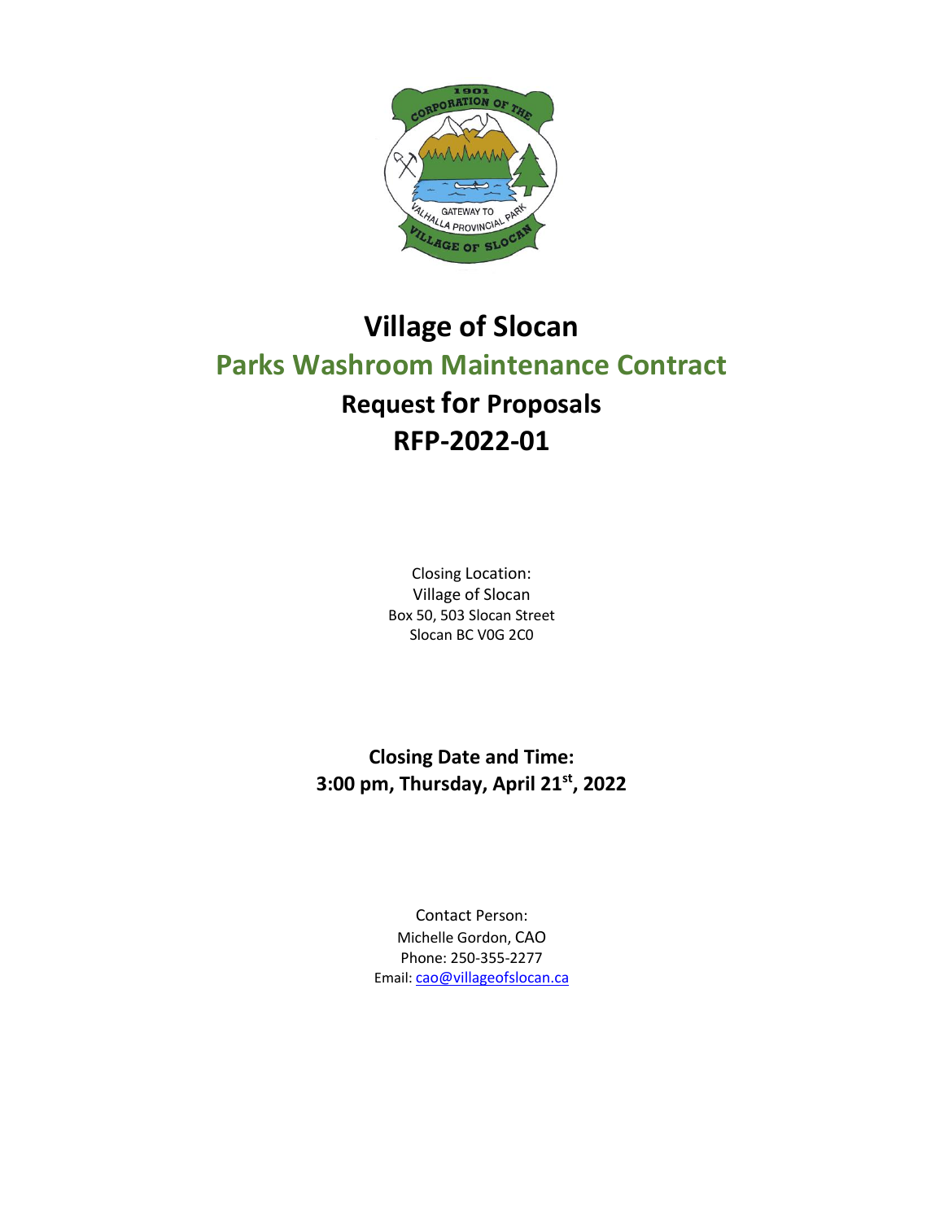# Village of Slocan

## Parks Washroom Maintenance Contract

## Request for Proposals

## RFP-2022-01

Closing Location:
Village of Slocan
Box 50, 503 Slocan Street
Slocan BC V0G 2C0

**Closing Date and Time:**
**3:00 pm, Thursday, April 21st, 2022**

Contact Person:
Michelle Gordon, CAO
Phone: 250-355-2277
Email: cao@villageofslocan.ca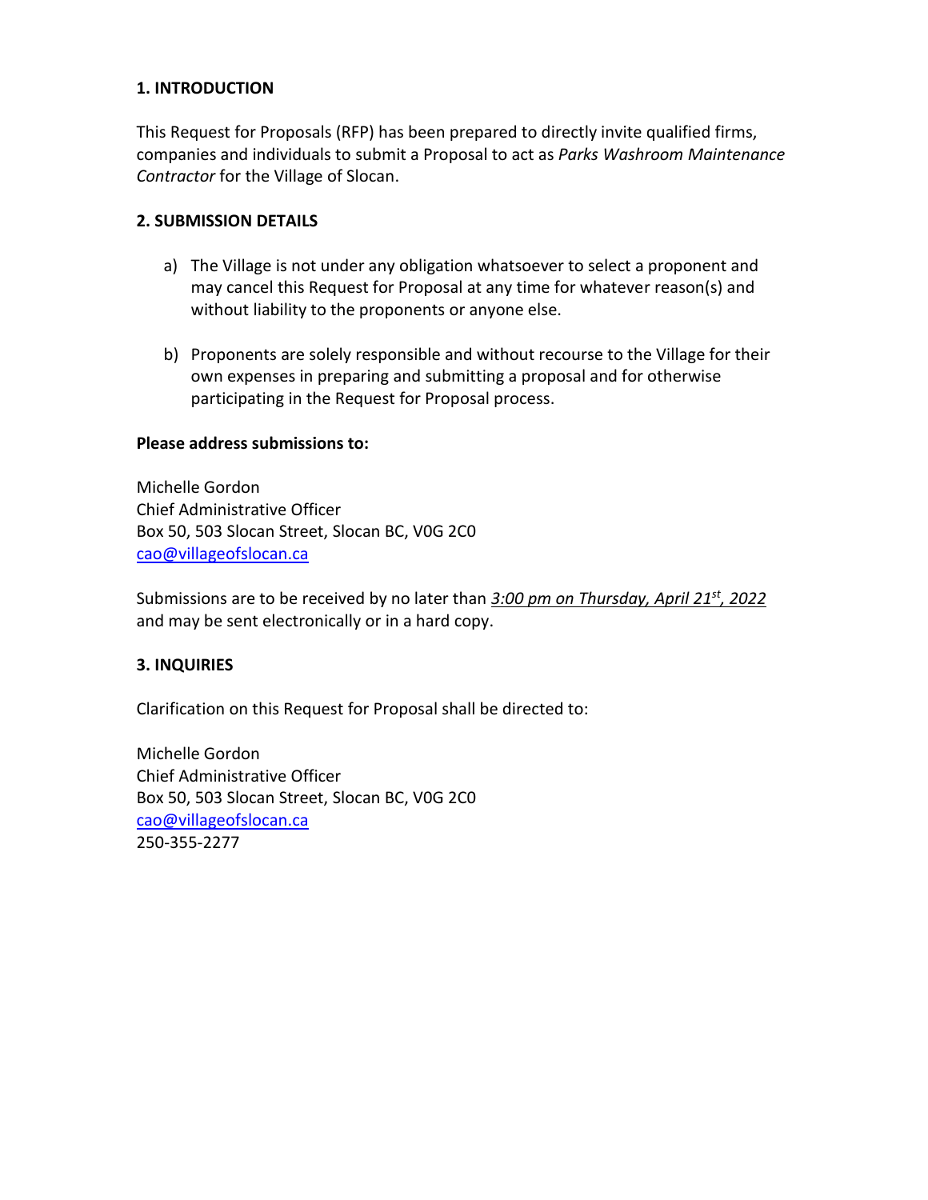## 1. INTRODUCTION

This Request for Proposals (RFP) has been prepared to directly invite qualified firms, companies and individuals to submit a Proposal to act as *Parks Washroom Maintenance Contractor* for the Village of Slocan.

## 2. SUBMISSION DETAILS

a) The Village is not under any obligation whatsoever to select a proponent and may cancel this Request for Proposal at any time for whatever reason(s) and without liability to the proponents or anyone else.

b) Proponents are solely responsible and without recourse to the Village for their own expenses in preparing and submitting a proposal and for otherwise participating in the Request for Proposal process.

**Please address submissions to:**

Michelle Gordon
Chief Administrative Officer
Box 50, 503 Slocan Street, Slocan BC, V0G 2C0
cao@villageofslocan.ca

Submissions are to be received by no later than ***3:00 pm on Thursday, April 21st, 2022*** and may be sent electronically or in a hard copy.

## 3. INQUIRIES

Clarification on this Request for Proposal shall be directed to:

Michelle Gordon
Chief Administrative Officer
Box 50, 503 Slocan Street, Slocan BC, V0G 2C0
cao@villageofslocan.ca
250-355-2277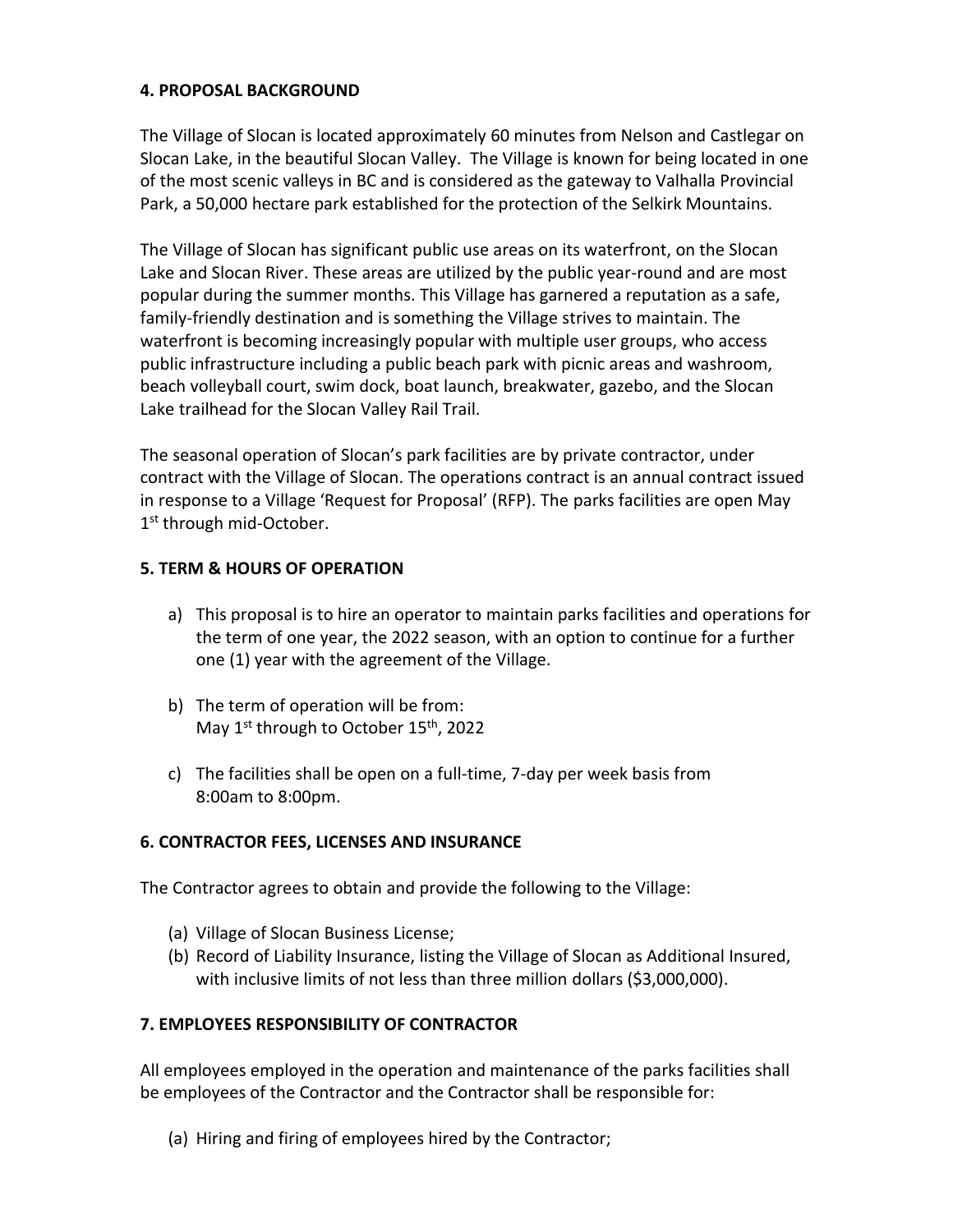## 4. PROPOSAL BACKGROUND

The Village of Slocan is located approximately 60 minutes from Nelson and Castlegar on Slocan Lake, in the beautiful Slocan Valley. The Village is known for being located in one of the most scenic valleys in BC and is considered as the gateway to Valhalla Provincial Park, a 50,000 hectare park established for the protection of the Selkirk Mountains.

The Village of Slocan has significant public use areas on its waterfront, on the Slocan Lake and Slocan River. These areas are utilized by the public year-round and are most popular during the summer months. This Village has garnered a reputation as a safe, family-friendly destination and is something the Village strives to maintain. The waterfront is becoming increasingly popular with multiple user groups, who access public infrastructure including a public beach park with picnic areas and washroom, beach volleyball court, swim dock, boat launch, breakwater, gazebo, and the Slocan Lake trailhead for the Slocan Valley Rail Trail.

The seasonal operation of Slocan's park facilities are by private contractor, under contract with the Village of Slocan. The operations contract is an annual contract issued in response to a Village 'Request for Proposal' (RFP). The parks facilities are open May 1st through mid-October.

## 5. TERM & HOURS OF OPERATION

a) This proposal is to hire an operator to maintain parks facilities and operations for the term of one year, the 2022 season, with an option to continue for a further one (1) year with the agreement of the Village.

b) The term of operation will be from:
May 1st through to October 15th, 2022

c) The facilities shall be open on a full-time, 7-day per week basis from 8:00am to 8:00pm.

## 6. CONTRACTOR FEES, LICENSES AND INSURANCE

The Contractor agrees to obtain and provide the following to the Village:

(a) Village of Slocan Business License;
(b) Record of Liability Insurance, listing the Village of Slocan as Additional Insured, with inclusive limits of not less than three million dollars ($3,000,000).

## 7. EMPLOYEES RESPONSIBILITY OF CONTRACTOR

All employees employed in the operation and maintenance of the parks facilities shall be employees of the Contractor and the Contractor shall be responsible for:

(a) Hiring and firing of employees hired by the Contractor;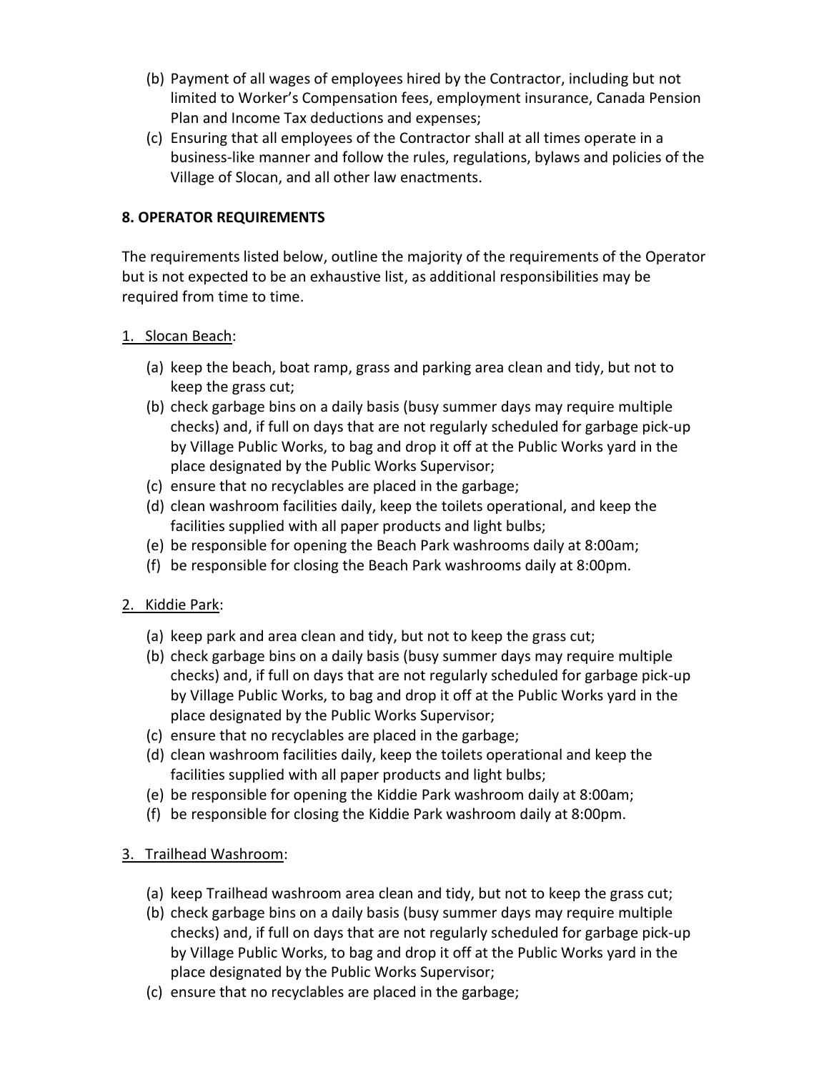(b) Payment of all wages of employees hired by the Contractor, including but not limited to Worker's Compensation fees, employment insurance, Canada Pension Plan and Income Tax deductions and expenses;

(c) Ensuring that all employees of the Contractor shall at all times operate in a business-like manner and follow the rules, regulations, bylaws and policies of the Village of Slocan, and all other law enactments.

**8. OPERATOR REQUIREMENTS**

The requirements listed below, outline the majority of the requirements of the Operator but is not expected to be an exhaustive list, as additional responsibilities may be required from time to time.

1. <u>Slocan Beach</u>:

   (a) keep the beach, boat ramp, grass and parking area clean and tidy, but not to keep the grass cut;
   (b) check garbage bins on a daily basis (busy summer days may require multiple checks) and, if full on days that are not regularly scheduled for garbage pick-up by Village Public Works, to bag and drop it off at the Public Works yard in the place designated by the Public Works Supervisor;
   (c) ensure that no recyclables are placed in the garbage;
   (d) clean washroom facilities daily, keep the toilets operational, and keep the facilities supplied with all paper products and light bulbs;
   (e) be responsible for opening the Beach Park washrooms daily at 8:00am;
   (f) be responsible for closing the Beach Park washrooms daily at 8:00pm.

2. <u>Kiddie Park</u>:

   (a) keep park and area clean and tidy, but not to keep the grass cut;
   (b) check garbage bins on a daily basis (busy summer days may require multiple checks) and, if full on days that are not regularly scheduled for garbage pick-up by Village Public Works, to bag and drop it off at the Public Works yard in the place designated by the Public Works Supervisor;
   (c) ensure that no recyclables are placed in the garbage;
   (d) clean washroom facilities daily, keep the toilets operational and keep the facilities supplied with all paper products and light bulbs;
   (e) be responsible for opening the Kiddie Park washroom daily at 8:00am;
   (f) be responsible for closing the Kiddie Park washroom daily at 8:00pm.

3. <u>Trailhead Washroom</u>:

   (a) keep Trailhead washroom area clean and tidy, but not to keep the grass cut;
   (b) check garbage bins on a daily basis (busy summer days may require multiple checks) and, if full on days that are not regularly scheduled for garbage pick-up by Village Public Works, to bag and drop it off at the Public Works yard in the place designated by the Public Works Supervisor;
   (c) ensure that no recyclables are placed in the garbage;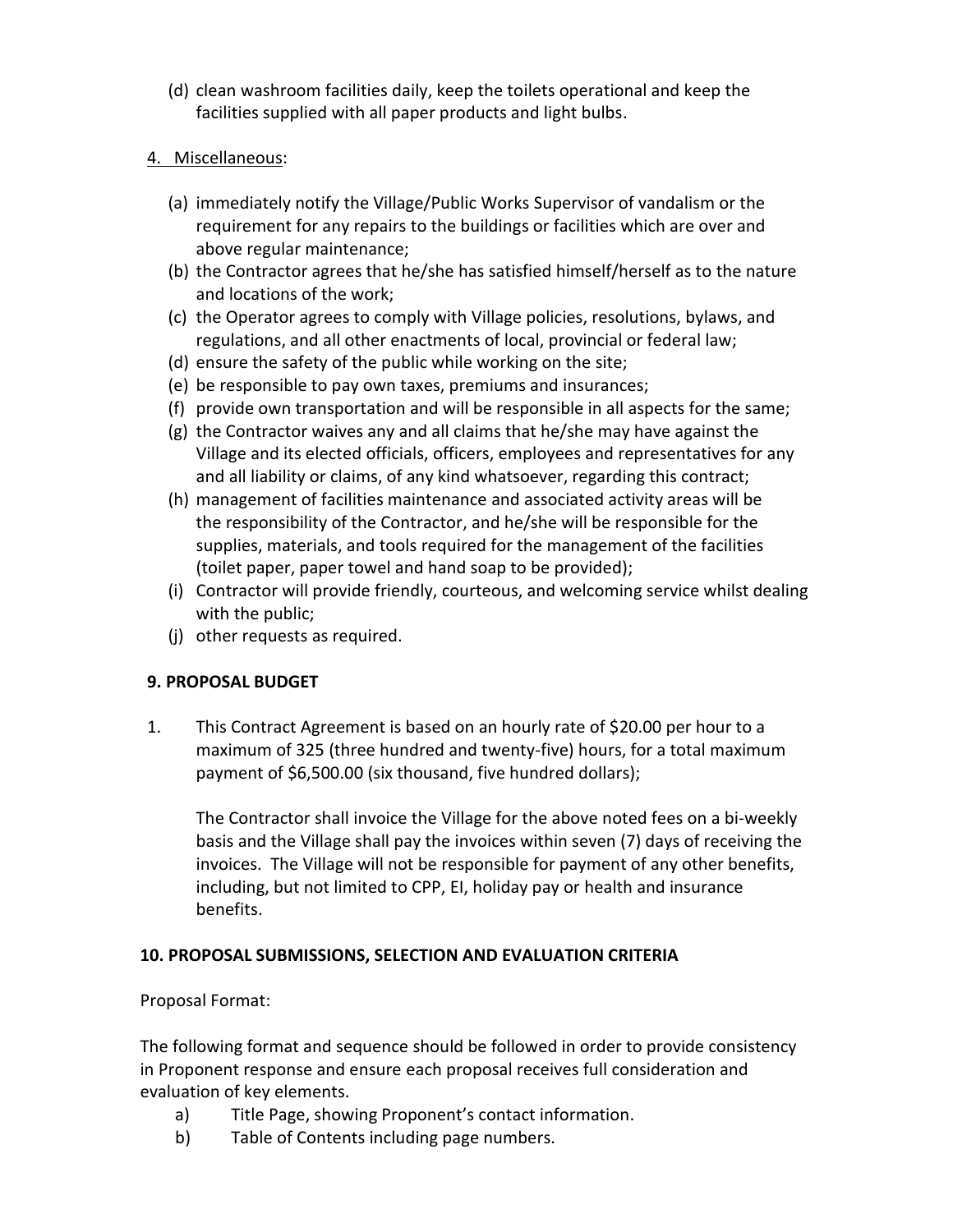(d) clean washroom facilities daily, keep the toilets operational and keep the facilities supplied with all paper products and light bulbs.

4. Miscellaneous:

(a) immediately notify the Village/Public Works Supervisor of vandalism or the requirement for any repairs to the buildings or facilities which are over and above regular maintenance;
(b) the Contractor agrees that he/she has satisfied himself/herself as to the nature and locations of the work;
(c) the Operator agrees to comply with Village policies, resolutions, bylaws, and regulations, and all other enactments of local, provincial or federal law;
(d) ensure the safety of the public while working on the site;
(e) be responsible to pay own taxes, premiums and insurances;
(f) provide own transportation and will be responsible in all aspects for the same;
(g) the Contractor waives any and all claims that he/she may have against the Village and its elected officials, officers, employees and representatives for any and all liability or claims, of any kind whatsoever, regarding this contract;
(h) management of facilities maintenance and associated activity areas will be the responsibility of the Contractor, and he/she will be responsible for the supplies, materials, and tools required for the management of the facilities (toilet paper, paper towel and hand soap to be provided);
(i) Contractor will provide friendly, courteous, and welcoming service whilst dealing with the public;
(j) other requests as required.

## 9. PROPOSAL BUDGET

1. This Contract Agreement is based on an hourly rate of $20.00 per hour to a maximum of 325 (three hundred and twenty-five) hours, for a total maximum payment of $6,500.00 (six thousand, five hundred dollars);

   The Contractor shall invoice the Village for the above noted fees on a bi-weekly basis and the Village shall pay the invoices within seven (7) days of receiving the invoices. The Village will not be responsible for payment of any other benefits, including, but not limited to CPP, EI, holiday pay or health and insurance benefits.

## 10. PROPOSAL SUBMISSIONS, SELECTION AND EVALUATION CRITERIA

Proposal Format:

The following format and sequence should be followed in order to provide consistency in Proponent response and ensure each proposal receives full consideration and evaluation of key elements.

a) Title Page, showing Proponent's contact information.
b) Table of Contents including page numbers.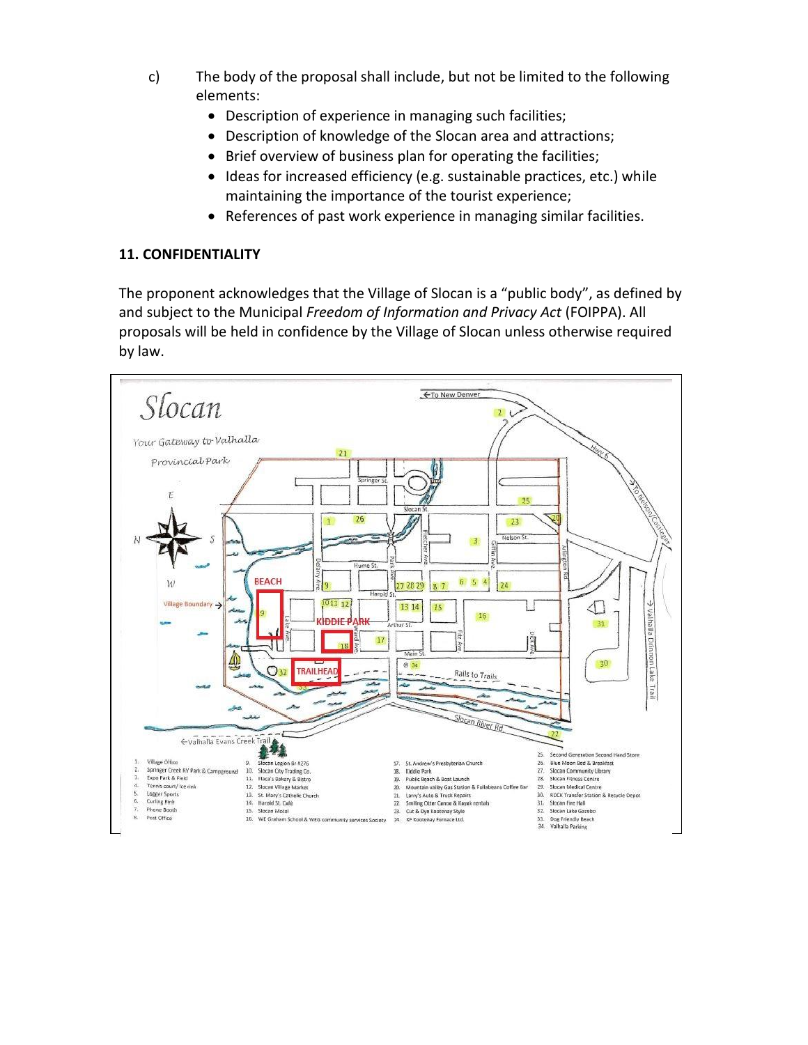c) The body of the proposal shall include, but not be limited to the following elements:

- Description of experience in managing such facilities;
- Description of knowledge of the Slocan area and attractions;
- Brief overview of business plan for operating the facilities;
- Ideas for increased efficiency (e.g. sustainable practices, etc.) while maintaining the importance of the tourist experience;
- References of past work experience in managing similar facilities.

**11. CONFIDENTIALITY**

The proponent acknowledges that the Village of Slocan is a "public body", as defined by and subject to the Municipal *Freedom of Information and Privacy Act* (FOIPPA). All proposals will be held in confidence by the Village of Slocan unless otherwise required by law.

Slocan

Your Gateway to Valhalla Provincial Park

BEACH

KIDDIE PARK

TRAILHEAD

Village Boundary

←To New Denver

To Nelson/Castlegar

Valhalla Evans Creek Trail

Valhalla Drinnon Lake Trail

Rails to Trails

Slocan River Rd

1. Village Office
2. Springer Creek RV Park & Campground
3. Expo Park & Field
4. Tennis court/ Ice rink
5. Logger Sports
6. Curling Rink
7. Phone Booth
8. Post Office
9. Slocan Legion Br #276
10. Slocan City Trading Co.
11. Flaca's Bakery & Bistro
12. Slocan Village Market
13. St. Mary's Catholic Church
14. Harold St. Café
15. Slocan Motel
16. WE Graham School & WEG community services Society
17. St. Andrew's Presbyterian Church
18. Kiddie Park
19. Public Beach & Boat Launch
20. Mountain valley Gas Station & Fullabeans Coffee Bar
21. Larry's Auto & Truck Repairs
22. Smiling Otter Canoe & Kayak rentals
23. Cut & Dye Kootenay Style
24. KF Kootenay Furnace Ltd.
25. Second Generation Second Hand Store
26. Blue Moon Bed & Breakfast
27. Slocan Community Library
28. Slocan Fitness Centre
29. Slocan Medical Centre
30. RDCK Transfer Station & Recycle Depot
31. Slocan Fire Hall
32. Slocan Lake Gazebo
33. Dog Friendly Beach
34. Valhalla Parking